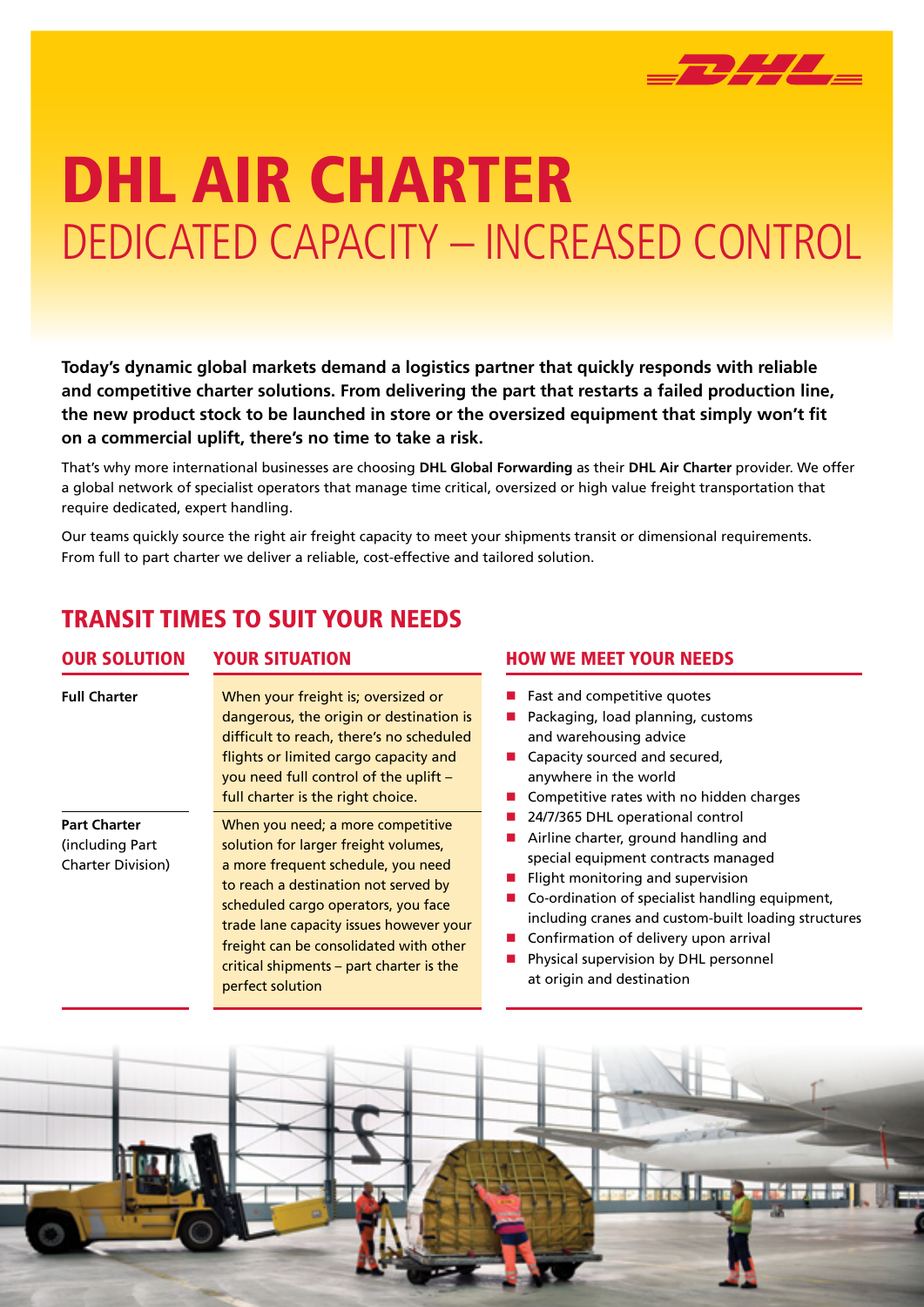# DHL AIR CHARTER

## DEDICATED CAPACITY – INCREASED CONTROL

**Today's dynamic global markets demand a logistics partner that quickly responds with reliable and competitive charter solutions. From delivering the part that restarts a failed production line, the new product stock to be launched in store or the oversized equipment that simply won't fit on a commercial uplift, there's no time to take a risk.**

That's why more international businesses are choosing **DHL Global Forwarding** as their **DHL Air Charter** provider. We offer a global network of specialist operators that manage time critical, oversized or high value freight transportation that require dedicated, expert handling.

Our teams quickly source the right air freight capacity to meet your shipments transit or dimensional requirements. From full to part charter we deliver a reliable, cost-effective and tailored solution.

## TRANSIT TIMES TO SUIT YOUR NEEDS

| OUR SOLUTION | YOUR SITUATION |
|---|---|
| **Full Charter** | When your freight is; oversized or dangerous, the origin or destination is difficult to reach, there's no scheduled flights or limited cargo capacity and you need full control of the uplift – full charter is the right choice. |
| **Part Charter** (including Part Charter Division) | When you need; a more competitive solution for larger freight volumes, a more frequent schedule, you need to reach a destination not served by scheduled cargo operators, you face trade lane capacity issues however your freight can be consolidated with other critical shipments – part charter is the perfect solution |

### HOW WE MEET YOUR NEEDS

- Fast and competitive quotes
- Packaging, load planning, customs and warehousing advice
- Capacity sourced and secured, anywhere in the world
- Competitive rates with no hidden charges
- 24/7/365 DHL operational control
- Airline charter, ground handling and special equipment contracts managed
- Flight monitoring and supervision
- Co-ordination of specialist handling equipment, including cranes and custom-built loading structures
- Confirmation of delivery upon arrival
- Physical supervision by DHL personnel at origin and destination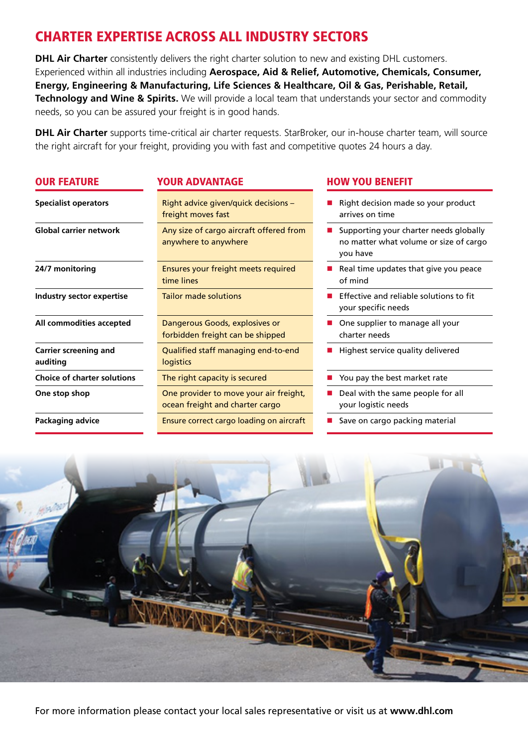## CHARTER EXPERTISE ACROSS ALL INDUSTRY SECTORS

**DHL Air Charter** consistently delivers the right charter solution to new and existing DHL customers. Experienced within all industries including **Aerospace, Aid & Relief, Automotive, Chemicals, Consumer, Energy, Engineering & Manufacturing, Life Sciences & Healthcare, Oil & Gas, Perishable, Retail, Technology and Wine & Spirits.** We will provide a local team that understands your sector and commodity needs, so you can be assured your freight is in good hands.

**DHL Air Charter** supports time-critical air charter requests. StarBroker, our in-house charter team, will source the right aircraft for your freight, providing you with fast and competitive quotes 24 hours a day.

| OUR FEATURE | YOUR ADVANTAGE | HOW YOU BENEFIT |
|---|---|---|
| **Specialist operators** | Right advice given/quick decisions – freight moves fast | Right decision made so your product arrives on time |
| **Global carrier network** | Any size of cargo aircraft offered from anywhere to anywhere | Supporting your charter needs globally no matter what volume or size of cargo you have |
| **24/7 monitoring** | Ensures your freight meets required time lines | Real time updates that give you peace of mind |
| **Industry sector expertise** | Tailor made solutions | Effective and reliable solutions to fit your specific needs |
| **All commodities accepted** | Dangerous Goods, explosives or forbidden freight can be shipped | One supplier to manage all your charter needs |
| **Carrier screening and auditing** | Qualified staff managing end-to-end logistics | Highest service quality delivered |
| **Choice of charter solutions** | The right capacity is secured | You pay the best market rate |
| **One stop shop** | One provider to move your air freight, ocean freight and charter cargo | Deal with the same people for all your logistic needs |
| **Packaging advice** | Ensure correct cargo loading on aircraft | Save on cargo packing material |

For more information please contact your local sales representative or visit us at **www.dhl.com**